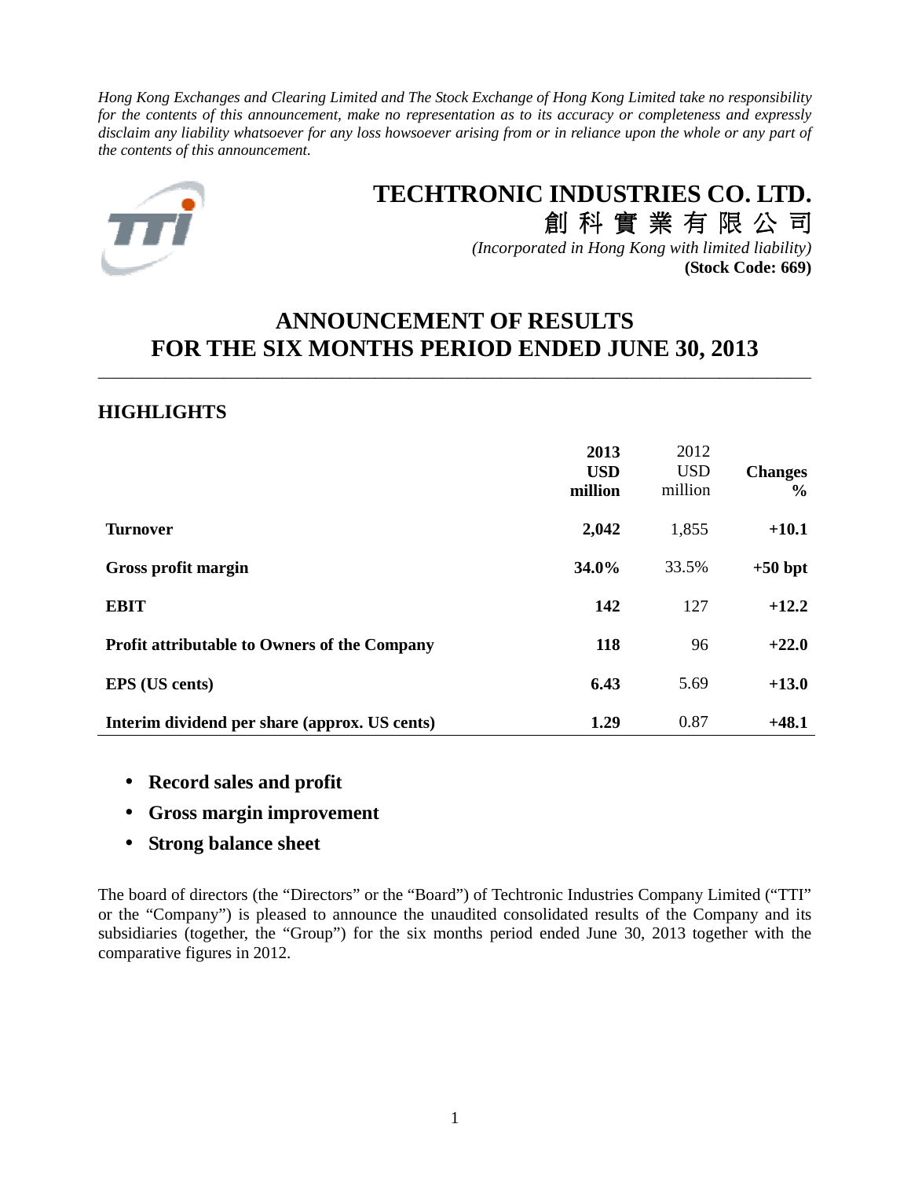*Hong Kong Exchanges and Clearing Limited and The Stock Exchange of Hong Kong Limited take no responsibility for the contents of this announcement, make no representation as to its accuracy or completeness and expressly disclaim any liability whatsoever for any loss howsoever arising from or in reliance upon the whole or any part of the contents of this announcement.*

# TECHTRONIC INDUSTRIES CO. LTD.

# 創 科 實 業 有 限 公 司

*(Incorporated in Hong Kong with limited liability)*

**(Stock Code: 669)**

# ANNOUNCEMENT OF RESULTS FOR THE SIX MONTHS PERIOD ENDED JUNE 30, 2013

## HIGHLIGHTS

| | **2013 USD million** | 2012 USD million | **Changes %** |
|---|---|---|---|
| **Turnover** | **2,042** | 1,855 | **+10.1** |
| **Gross profit margin** | **34.0%** | 33.5% | **+50 bpt** |
| **EBIT** | **142** | 127 | **+12.2** |
| **Profit attributable to Owners of the Company** | **118** | 96 | **+22.0** |
| **EPS (US cents)** | **6.43** | 5.69 | **+13.0** |
| **Interim dividend per share (approx. US cents)** | **1.29** | 0.87 | **+48.1** |

- **Record sales and profit**
- **Gross margin improvement**
- **Strong balance sheet**

The board of directors (the "Directors" or the "Board") of Techtronic Industries Company Limited ("TTI" or the "Company") is pleased to announce the unaudited consolidated results of the Company and its subsidiaries (together, the "Group") for the six months period ended June 30, 2013 together with the comparative figures in 2012.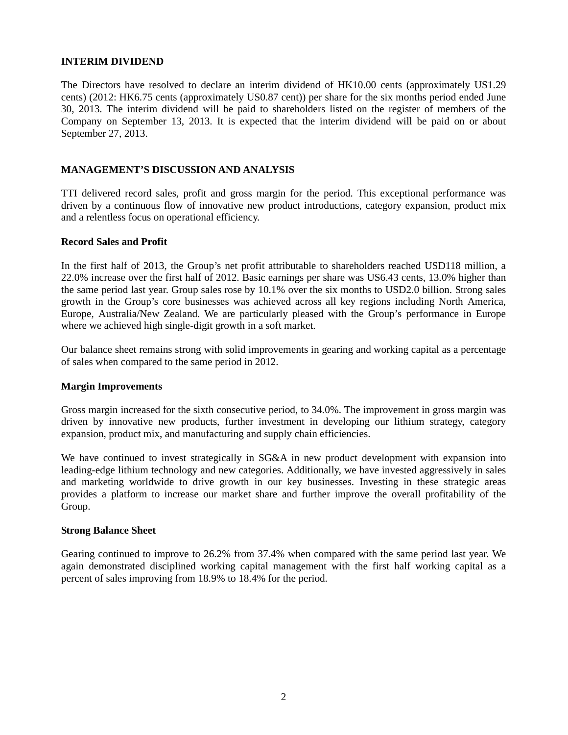## INTERIM DIVIDEND

The Directors have resolved to declare an interim dividend of HK10.00 cents (approximately US1.29 cents) (2012: HK6.75 cents (approximately US0.87 cent)) per share for the six months period ended June 30, 2013. The interim dividend will be paid to shareholders listed on the register of members of the Company on September 13, 2013. It is expected that the interim dividend will be paid on or about September 27, 2013.

## MANAGEMENT'S DISCUSSION AND ANALYSIS

TTI delivered record sales, profit and gross margin for the period. This exceptional performance was driven by a continuous flow of innovative new product introductions, category expansion, product mix and a relentless focus on operational efficiency.

### Record Sales and Profit

In the first half of 2013, the Group's net profit attributable to shareholders reached USD118 million, a 22.0% increase over the first half of 2012. Basic earnings per share was US6.43 cents, 13.0% higher than the same period last year. Group sales rose by 10.1% over the six months to USD2.0 billion. Strong sales growth in the Group's core businesses was achieved across all key regions including North America, Europe, Australia/New Zealand. We are particularly pleased with the Group's performance in Europe where we achieved high single-digit growth in a soft market.

Our balance sheet remains strong with solid improvements in gearing and working capital as a percentage of sales when compared to the same period in 2012.

### Margin Improvements

Gross margin increased for the sixth consecutive period, to 34.0%. The improvement in gross margin was driven by innovative new products, further investment in developing our lithium strategy, category expansion, product mix, and manufacturing and supply chain efficiencies.

We have continued to invest strategically in SG&A in new product development with expansion into leading-edge lithium technology and new categories. Additionally, we have invested aggressively in sales and marketing worldwide to drive growth in our key businesses. Investing in these strategic areas provides a platform to increase our market share and further improve the overall profitability of the Group.

### Strong Balance Sheet

Gearing continued to improve to 26.2% from 37.4% when compared with the same period last year. We again demonstrated disciplined working capital management with the first half working capital as a percent of sales improving from 18.9% to 18.4% for the period.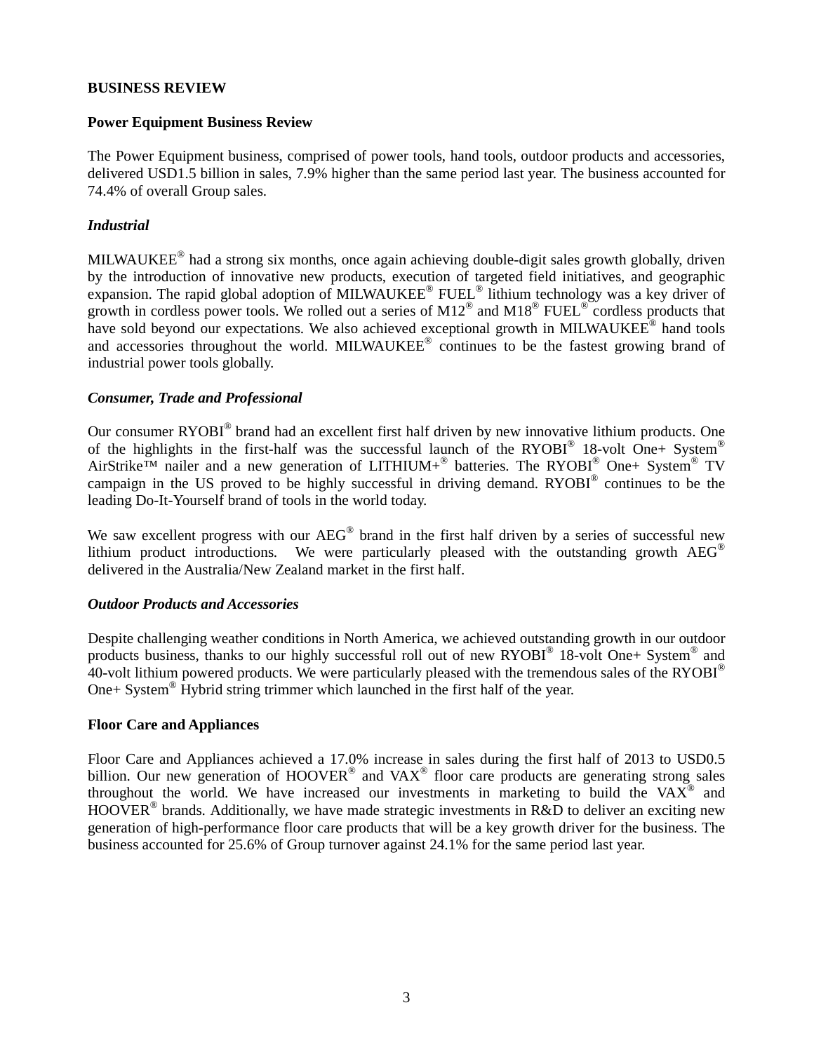**BUSINESS REVIEW**

**Power Equipment Business Review**

The Power Equipment business, comprised of power tools, hand tools, outdoor products and accessories, delivered USD1.5 billion in sales, 7.9% higher than the same period last year. The business accounted for 74.4% of overall Group sales.

***Industrial***

MILWAUKEE® had a strong six months, once again achieving double-digit sales growth globally, driven by the introduction of innovative new products, execution of targeted field initiatives, and geographic expansion. The rapid global adoption of MILWAUKEE® FUEL® lithium technology was a key driver of growth in cordless power tools. We rolled out a series of M12® and M18® FUEL® cordless products that have sold beyond our expectations. We also achieved exceptional growth in MILWAUKEE® hand tools and accessories throughout the world. MILWAUKEE® continues to be the fastest growing brand of industrial power tools globally.

***Consumer, Trade and Professional***

Our consumer RYOBI® brand had an excellent first half driven by new innovative lithium products. One of the highlights in the first-half was the successful launch of the RYOBI® 18-volt One+ System® AirStrike™ nailer and a new generation of LITHIUM+® batteries. The RYOBI® One+ System® TV campaign in the US proved to be highly successful in driving demand. RYOBI® continues to be the leading Do-It-Yourself brand of tools in the world today.

We saw excellent progress with our AEG® brand in the first half driven by a series of successful new lithium product introductions. We were particularly pleased with the outstanding growth AEG® delivered in the Australia/New Zealand market in the first half.

***Outdoor Products and Accessories***

Despite challenging weather conditions in North America, we achieved outstanding growth in our outdoor products business, thanks to our highly successful roll out of new RYOBI® 18-volt One+ System® and 40-volt lithium powered products. We were particularly pleased with the tremendous sales of the RYOBI® One+ System® Hybrid string trimmer which launched in the first half of the year.

**Floor Care and Appliances**

Floor Care and Appliances achieved a 17.0% increase in sales during the first half of 2013 to USD0.5 billion. Our new generation of HOOVER® and VAX® floor care products are generating strong sales throughout the world. We have increased our investments in marketing to build the VAX® and HOOVER® brands. Additionally, we have made strategic investments in R&D to deliver an exciting new generation of high-performance floor care products that will be a key growth driver for the business. The business accounted for 25.6% of Group turnover against 24.1% for the same period last year.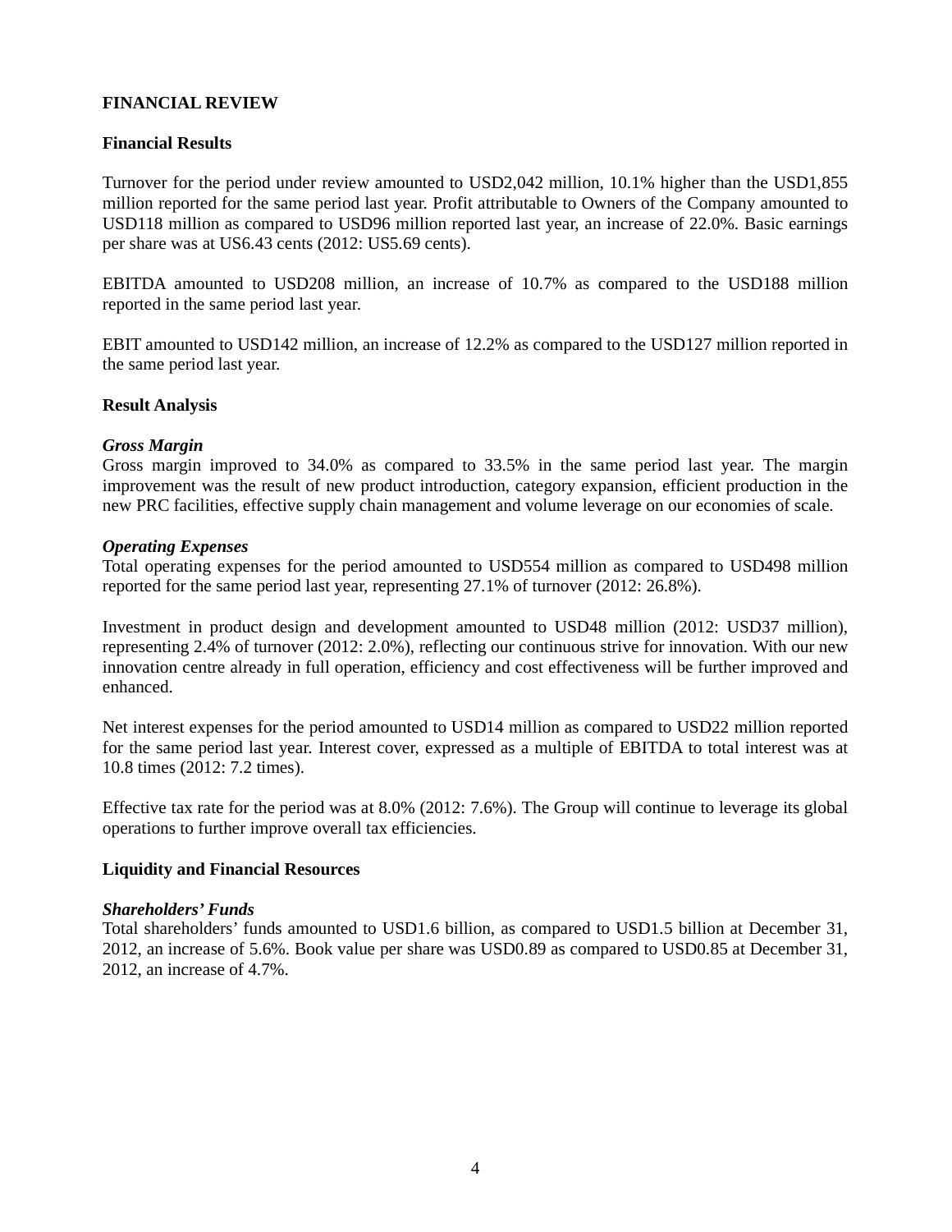# FINANCIAL REVIEW

## Financial Results

Turnover for the period under review amounted to USD2,042 million, 10.1% higher than the USD1,855 million reported for the same period last year. Profit attributable to Owners of the Company amounted to USD118 million as compared to USD96 million reported last year, an increase of 22.0%. Basic earnings per share was at US6.43 cents (2012: US5.69 cents).

EBITDA amounted to USD208 million, an increase of 10.7% as compared to the USD188 million reported in the same period last year.

EBIT amounted to USD142 million, an increase of 12.2% as compared to the USD127 million reported in the same period last year.

## Result Analysis

### *Gross Margin*

Gross margin improved to 34.0% as compared to 33.5% in the same period last year. The margin improvement was the result of new product introduction, category expansion, efficient production in the new PRC facilities, effective supply chain management and volume leverage on our economies of scale.

### *Operating Expenses*

Total operating expenses for the period amounted to USD554 million as compared to USD498 million reported for the same period last year, representing 27.1% of turnover (2012: 26.8%).

Investment in product design and development amounted to USD48 million (2012: USD37 million), representing 2.4% of turnover (2012: 2.0%), reflecting our continuous strive for innovation. With our new innovation centre already in full operation, efficiency and cost effectiveness will be further improved and enhanced.

Net interest expenses for the period amounted to USD14 million as compared to USD22 million reported for the same period last year. Interest cover, expressed as a multiple of EBITDA to total interest was at 10.8 times (2012: 7.2 times).

Effective tax rate for the period was at 8.0% (2012: 7.6%). The Group will continue to leverage its global operations to further improve overall tax efficiencies.

## Liquidity and Financial Resources

### *Shareholders' Funds*

Total shareholders' funds amounted to USD1.6 billion, as compared to USD1.5 billion at December 31, 2012, an increase of 5.6%. Book value per share was USD0.89 as compared to USD0.85 at December 31, 2012, an increase of 4.7%.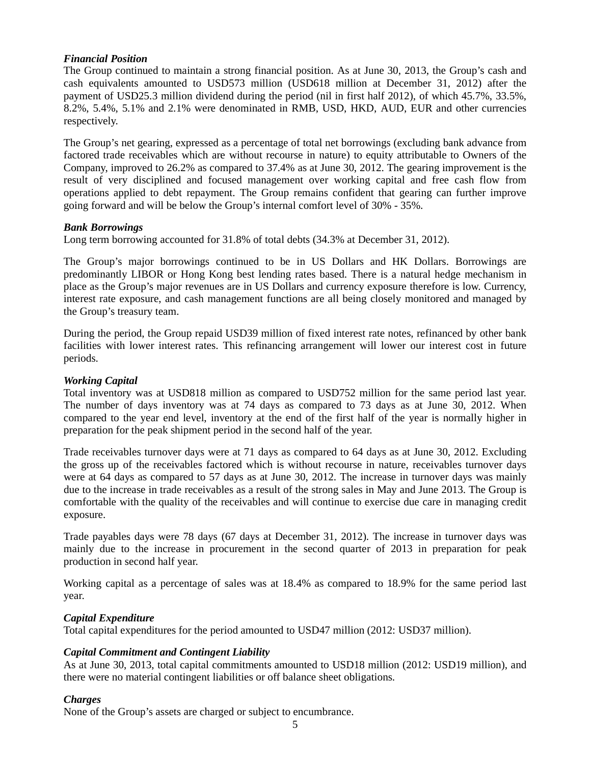***Financial Position***

The Group continued to maintain a strong financial position. As at June 30, 2013, the Group's cash and cash equivalents amounted to USD573 million (USD618 million at December 31, 2012) after the payment of USD25.3 million dividend during the period (nil in first half 2012), of which 45.7%, 33.5%, 8.2%, 5.4%, 5.1% and 2.1% were denominated in RMB, USD, HKD, AUD, EUR and other currencies respectively.

The Group's net gearing, expressed as a percentage of total net borrowings (excluding bank advance from factored trade receivables which are without recourse in nature) to equity attributable to Owners of the Company, improved to 26.2% as compared to 37.4% as at June 30, 2012. The gearing improvement is the result of very disciplined and focused management over working capital and free cash flow from operations applied to debt repayment. The Group remains confident that gearing can further improve going forward and will be below the Group's internal comfort level of 30% - 35%.

***Bank Borrowings***

Long term borrowing accounted for 31.8% of total debts (34.3% at December 31, 2012).

The Group's major borrowings continued to be in US Dollars and HK Dollars. Borrowings are predominantly LIBOR or Hong Kong best lending rates based. There is a natural hedge mechanism in place as the Group's major revenues are in US Dollars and currency exposure therefore is low. Currency, interest rate exposure, and cash management functions are all being closely monitored and managed by the Group's treasury team.

During the period, the Group repaid USD39 million of fixed interest rate notes, refinanced by other bank facilities with lower interest rates. This refinancing arrangement will lower our interest cost in future periods.

***Working Capital***

Total inventory was at USD818 million as compared to USD752 million for the same period last year. The number of days inventory was at 74 days as compared to 73 days as at June 30, 2012. When compared to the year end level, inventory at the end of the first half of the year is normally higher in preparation for the peak shipment period in the second half of the year.

Trade receivables turnover days were at 71 days as compared to 64 days as at June 30, 2012. Excluding the gross up of the receivables factored which is without recourse in nature, receivables turnover days were at 64 days as compared to 57 days as at June 30, 2012. The increase in turnover days was mainly due to the increase in trade receivables as a result of the strong sales in May and June 2013. The Group is comfortable with the quality of the receivables and will continue to exercise due care in managing credit exposure.

Trade payables days were 78 days (67 days at December 31, 2012). The increase in turnover days was mainly due to the increase in procurement in the second quarter of 2013 in preparation for peak production in second half year.

Working capital as a percentage of sales was at 18.4% as compared to 18.9% for the same period last year.

***Capital Expenditure***

Total capital expenditures for the period amounted to USD47 million (2012: USD37 million).

***Capital Commitment and Contingent Liability***

As at June 30, 2013, total capital commitments amounted to USD18 million (2012: USD19 million), and there were no material contingent liabilities or off balance sheet obligations.

***Charges***

None of the Group's assets are charged or subject to encumbrance.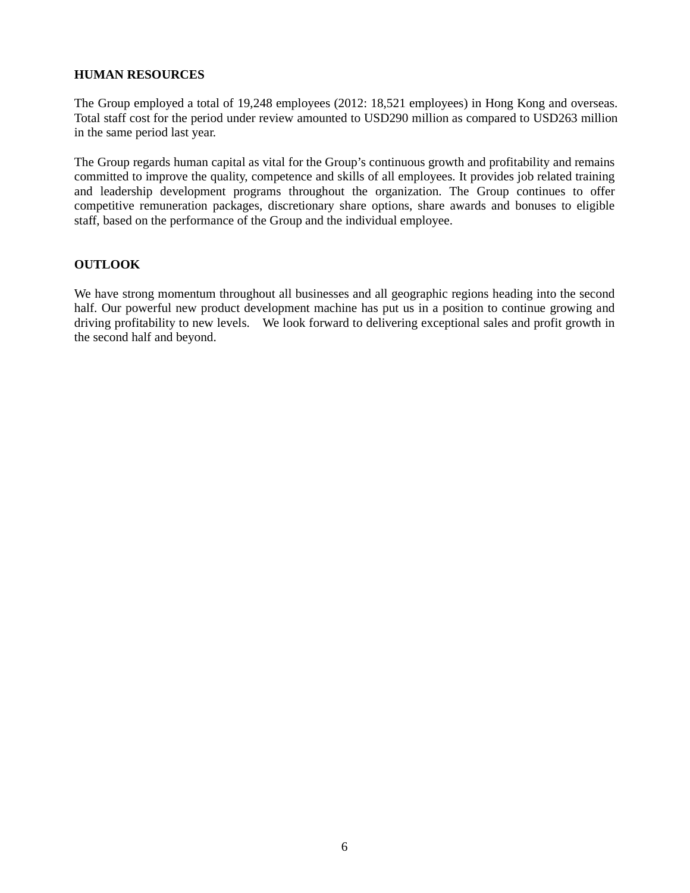## HUMAN RESOURCES

The Group employed a total of 19,248 employees (2012: 18,521 employees) in Hong Kong and overseas. Total staff cost for the period under review amounted to USD290 million as compared to USD263 million in the same period last year.

The Group regards human capital as vital for the Group's continuous growth and profitability and remains committed to improve the quality, competence and skills of all employees. It provides job related training and leadership development programs throughout the organization. The Group continues to offer competitive remuneration packages, discretionary share options, share awards and bonuses to eligible staff, based on the performance of the Group and the individual employee.

## OUTLOOK

We have strong momentum throughout all businesses and all geographic regions heading into the second half. Our powerful new product development machine has put us in a position to continue growing and driving profitability to new levels. We look forward to delivering exceptional sales and profit growth in the second half and beyond.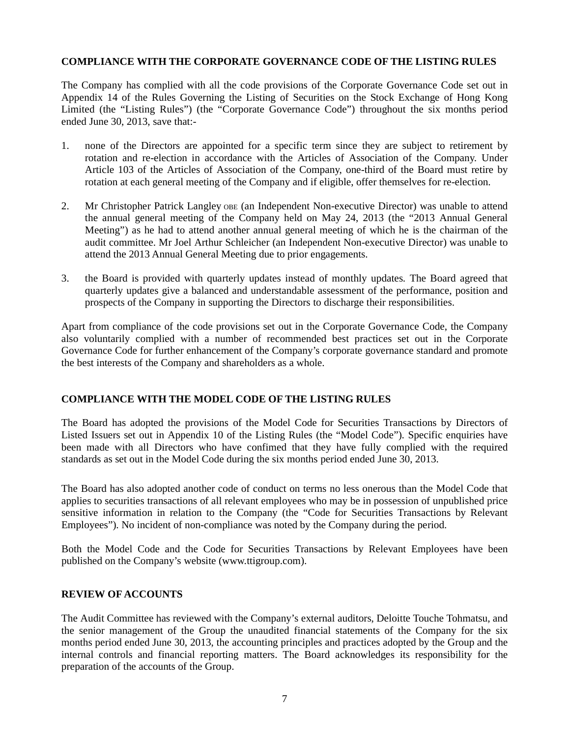## COMPLIANCE WITH THE CORPORATE GOVERNANCE CODE OF THE LISTING RULES

The Company has complied with all the code provisions of the Corporate Governance Code set out in Appendix 14 of the Rules Governing the Listing of Securities on the Stock Exchange of Hong Kong Limited (the "Listing Rules") (the "Corporate Governance Code") throughout the six months period ended June 30, 2013, save that:-

1. none of the Directors are appointed for a specific term since they are subject to retirement by rotation and re-election in accordance with the Articles of Association of the Company. Under Article 103 of the Articles of Association of the Company, one-third of the Board must retire by rotation at each general meeting of the Company and if eligible, offer themselves for re-election.

2. Mr Christopher Patrick Langley OBE (an Independent Non-executive Director) was unable to attend the annual general meeting of the Company held on May 24, 2013 (the "2013 Annual General Meeting") as he had to attend another annual general meeting of which he is the chairman of the audit committee. Mr Joel Arthur Schleicher (an Independent Non-executive Director) was unable to attend the 2013 Annual General Meeting due to prior engagements.

3. the Board is provided with quarterly updates instead of monthly updates. The Board agreed that quarterly updates give a balanced and understandable assessment of the performance, position and prospects of the Company in supporting the Directors to discharge their responsibilities.

Apart from compliance of the code provisions set out in the Corporate Governance Code, the Company also voluntarily complied with a number of recommended best practices set out in the Corporate Governance Code for further enhancement of the Company's corporate governance standard and promote the best interests of the Company and shareholders as a whole.

## COMPLIANCE WITH THE MODEL CODE OF THE LISTING RULES

The Board has adopted the provisions of the Model Code for Securities Transactions by Directors of Listed Issuers set out in Appendix 10 of the Listing Rules (the "Model Code"). Specific enquiries have been made with all Directors who have confimed that they have fully complied with the required standards as set out in the Model Code during the six months period ended June 30, 2013.

The Board has also adopted another code of conduct on terms no less onerous than the Model Code that applies to securities transactions of all relevant employees who may be in possession of unpublished price sensitive information in relation to the Company (the "Code for Securities Transactions by Relevant Employees"). No incident of non-compliance was noted by the Company during the period.

Both the Model Code and the Code for Securities Transactions by Relevant Employees have been published on the Company's website (www.ttigroup.com).

## REVIEW OF ACCOUNTS

The Audit Committee has reviewed with the Company's external auditors, Deloitte Touche Tohmatsu, and the senior management of the Group the unaudited financial statements of the Company for the six months period ended June 30, 2013, the accounting principles and practices adopted by the Group and the internal controls and financial reporting matters. The Board acknowledges its responsibility for the preparation of the accounts of the Group.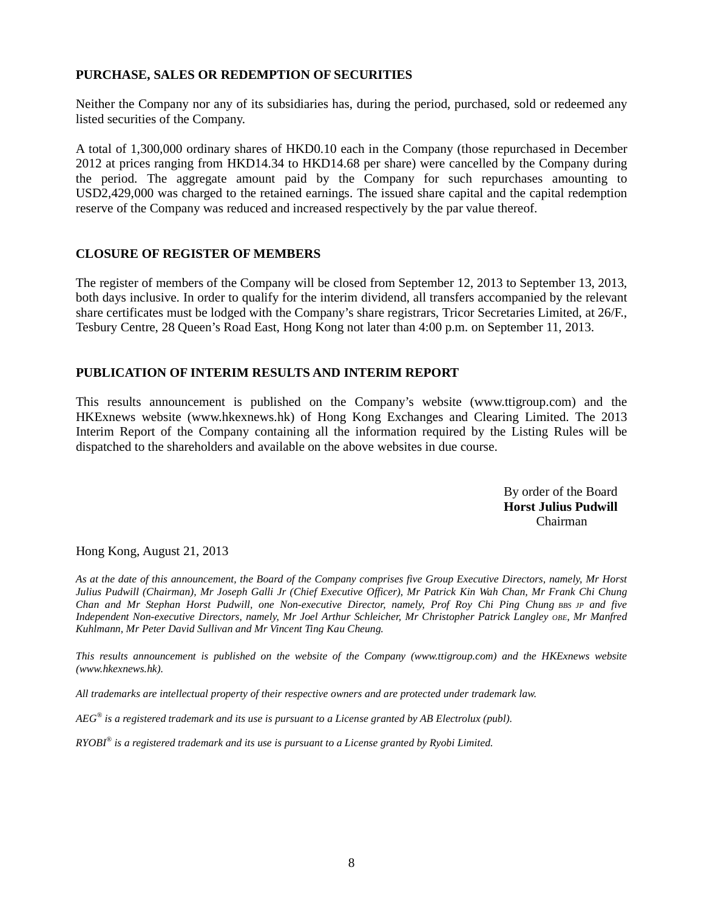## PURCHASE, SALES OR REDEMPTION OF SECURITIES

Neither the Company nor any of its subsidiaries has, during the period, purchased, sold or redeemed any listed securities of the Company.

A total of 1,300,000 ordinary shares of HKD0.10 each in the Company (those repurchased in December 2012 at prices ranging from HKD14.34 to HKD14.68 per share) were cancelled by the Company during the period. The aggregate amount paid by the Company for such repurchases amounting to USD2,429,000 was charged to the retained earnings. The issued share capital and the capital redemption reserve of the Company was reduced and increased respectively by the par value thereof.

## CLOSURE OF REGISTER OF MEMBERS

The register of members of the Company will be closed from September 12, 2013 to September 13, 2013, both days inclusive. In order to qualify for the interim dividend, all transfers accompanied by the relevant share certificates must be lodged with the Company's share registrars, Tricor Secretaries Limited, at 26/F., Tesbury Centre, 28 Queen's Road East, Hong Kong not later than 4:00 p.m. on September 11, 2013.

## PUBLICATION OF INTERIM RESULTS AND INTERIM REPORT

This results announcement is published on the Company's website (www.ttigroup.com) and the HKExnews website (www.hkexnews.hk) of Hong Kong Exchanges and Clearing Limited. The 2013 Interim Report of the Company containing all the information required by the Listing Rules will be dispatched to the shareholders and available on the above websites in due course.

By order of the Board
**Horst Julius Pudwill**
Chairman

Hong Kong, August 21, 2013

*As at the date of this announcement, the Board of the Company comprises five Group Executive Directors, namely, Mr Horst Julius Pudwill (Chairman), Mr Joseph Galli Jr (Chief Executive Officer), Mr Patrick Kin Wah Chan, Mr Frank Chi Chung Chan and Mr Stephan Horst Pudwill, one Non-executive Director, namely, Prof Roy Chi Ping Chung BBS JP and five Independent Non-executive Directors, namely, Mr Joel Arthur Schleicher, Mr Christopher Patrick Langley OBE, Mr Manfred Kuhlmann, Mr Peter David Sullivan and Mr Vincent Ting Kau Cheung.*

*This results announcement is published on the website of the Company (www.ttigroup.com) and the HKExnews website (www.hkexnews.hk).*

*All trademarks are intellectual property of their respective owners and are protected under trademark law.*

*AEG® is a registered trademark and its use is pursuant to a License granted by AB Electrolux (publ).*

*RYOBI® is a registered trademark and its use is pursuant to a License granted by Ryobi Limited.*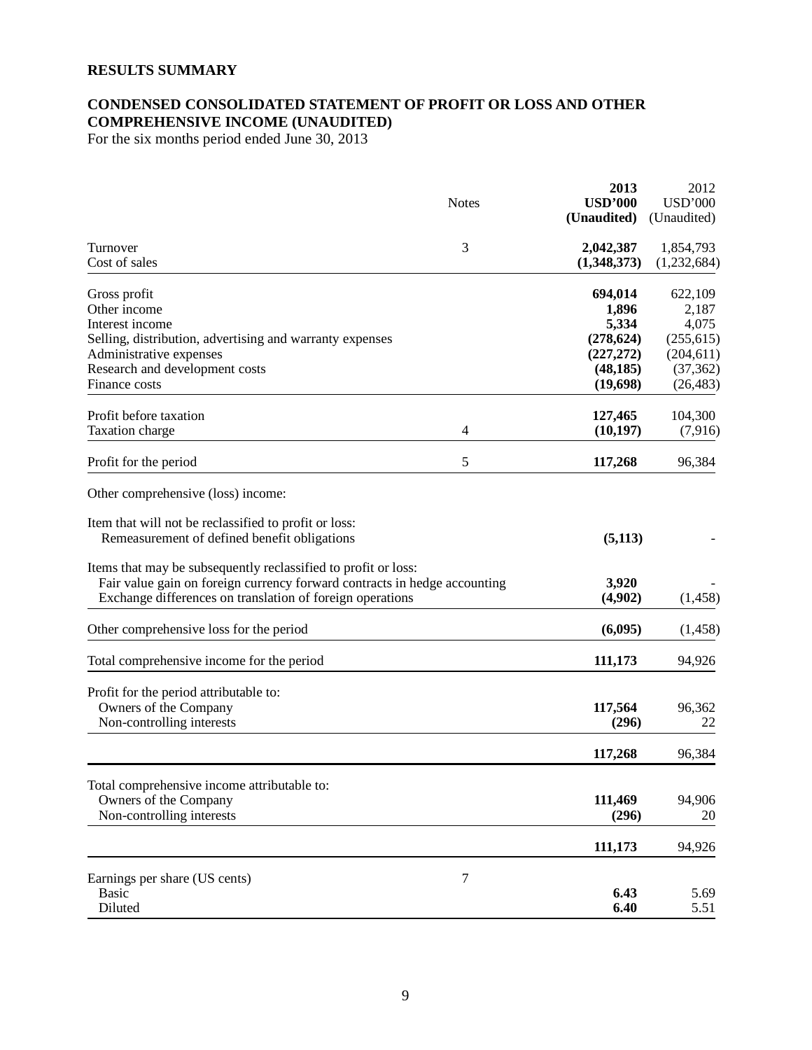# RESULTS SUMMARY

## CONDENSED CONSOLIDATED STATEMENT OF PROFIT OR LOSS AND OTHER COMPREHENSIVE INCOME (UNAUDITED)

For the six months period ended June 30, 2013

| | Notes | **2013 USD'000 (Unaudited)** | 2012 USD'000 (Unaudited) |
|---|---|---|---|
| Turnover | 3 | **2,042,387** | 1,854,793 |
| Cost of sales | | **(1,348,373)** | (1,232,684) |
| Gross profit | | **694,014** | 622,109 |
| Other income | | **1,896** | 2,187 |
| Interest income | | **5,334** | 4,075 |
| Selling, distribution, advertising and warranty expenses | | **(278,624)** | (255,615) |
| Administrative expenses | | **(227,272)** | (204,611) |
| Research and development costs | | **(48,185)** | (37,362) |
| Finance costs | | **(19,698)** | (26,483) |
| Profit before taxation | | **127,465** | 104,300 |
| Taxation charge | 4 | **(10,197)** | (7,916) |
| Profit for the period | 5 | **117,268** | 96,384 |
| Other comprehensive (loss) income: | | | |
| Item that will not be reclassified to profit or loss: | | | |
| Remeasurement of defined benefit obligations | | **(5,113)** | - |
| Items that may be subsequently reclassified to profit or loss: | | | |
| Fair value gain on foreign currency forward contracts in hedge accounting | | **3,920** | - |
| Exchange differences on translation of foreign operations | | **(4,902)** | (1,458) |
| Other comprehensive loss for the period | | **(6,095)** | (1,458) |
| Total comprehensive income for the period | | **111,173** | 94,926 |
| Profit for the period attributable to: | | | |
| Owners of the Company | | **117,564** | 96,362 |
| Non-controlling interests | | **(296)** | 22 |
| | | **117,268** | 96,384 |
| Total comprehensive income attributable to: | | | |
| Owners of the Company | | **111,469** | 94,906 |
| Non-controlling interests | | **(296)** | 20 |
| | | **111,173** | 94,926 |
| Earnings per share (US cents) | 7 | | |
| Basic | | **6.43** | 5.69 |
| Diluted | | **6.40** | 5.51 |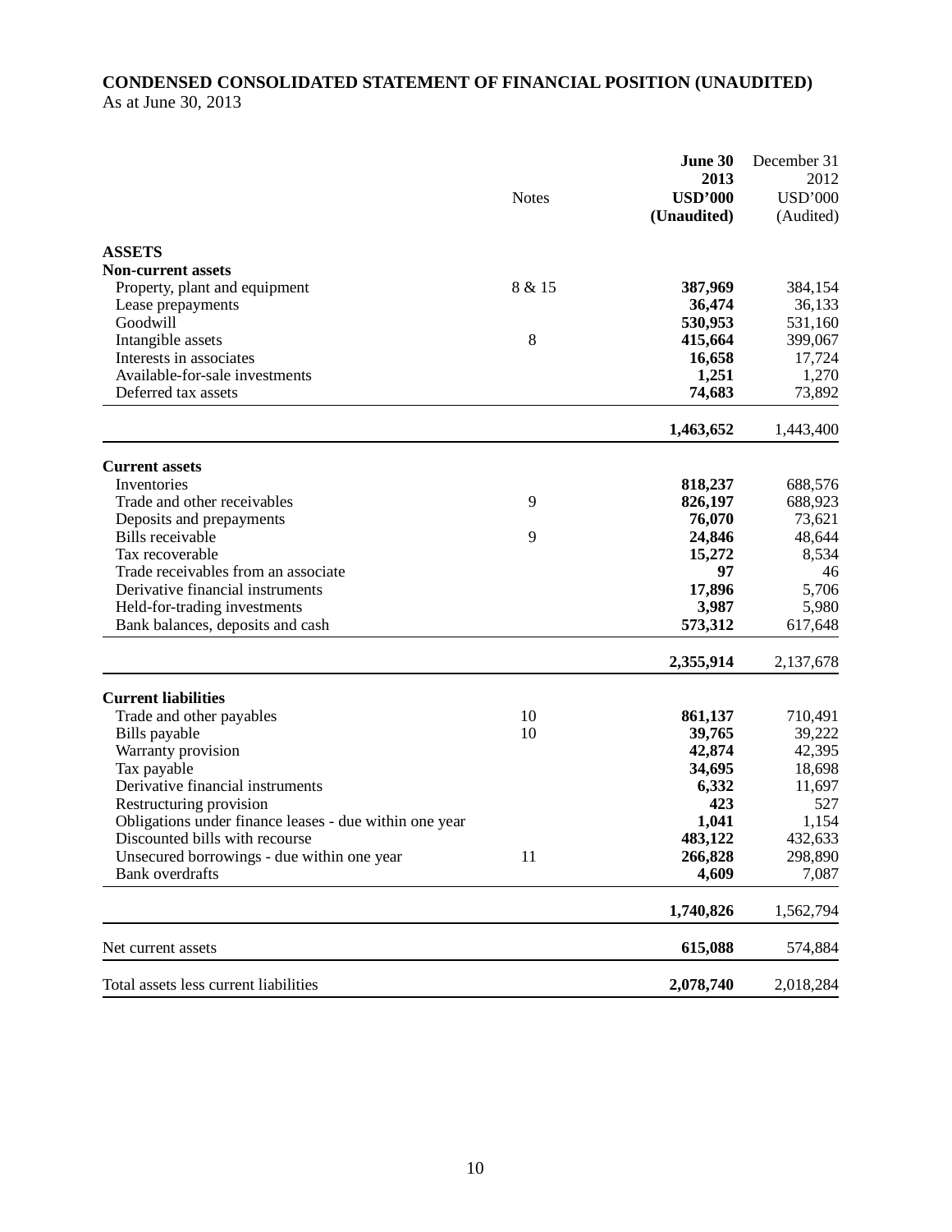# CONDENSED CONSOLIDATED STATEMENT OF FINANCIAL POSITION (UNAUDITED)

As at June 30, 2013

| | Notes | **June 30 2013 USD'000 (Unaudited)** | December 31 2012 USD'000 (Audited) |
|---|---|---|---|
| **ASSETS** | | | |
| **Non-current assets** | | | |
| Property, plant and equipment | 8 & 15 | **387,969** | 384,154 |
| Lease prepayments | | **36,474** | 36,133 |
| Goodwill | | **530,953** | 531,160 |
| Intangible assets | 8 | **415,664** | 399,067 |
| Interests in associates | | **16,658** | 17,724 |
| Available-for-sale investments | | **1,251** | 1,270 |
| Deferred tax assets | | **74,683** | 73,892 |
| | | **1,463,652** | 1,443,400 |
| **Current assets** | | | |
| Inventories | | **818,237** | 688,576 |
| Trade and other receivables | 9 | **826,197** | 688,923 |
| Deposits and prepayments | | **76,070** | 73,621 |
| Bills receivable | 9 | **24,846** | 48,644 |
| Tax recoverable | | **15,272** | 8,534 |
| Trade receivables from an associate | | **97** | 46 |
| Derivative financial instruments | | **17,896** | 5,706 |
| Held-for-trading investments | | **3,987** | 5,980 |
| Bank balances, deposits and cash | | **573,312** | 617,648 |
| | | **2,355,914** | 2,137,678 |
| **Current liabilities** | | | |
| Trade and other payables | 10 | **861,137** | 710,491 |
| Bills payable | 10 | **39,765** | 39,222 |
| Warranty provision | | **42,874** | 42,395 |
| Tax payable | | **34,695** | 18,698 |
| Derivative financial instruments | | **6,332** | 11,697 |
| Restructuring provision | | **423** | 527 |
| Obligations under finance leases - due within one year | | **1,041** | 1,154 |
| Discounted bills with recourse | | **483,122** | 432,633 |
| Unsecured borrowings - due within one year | 11 | **266,828** | 298,890 |
| Bank overdrafts | | **4,609** | 7,087 |
| | | **1,740,826** | 1,562,794 |
| Net current assets | | **615,088** | 574,884 |
| Total assets less current liabilities | | **2,078,740** | 2,018,284 |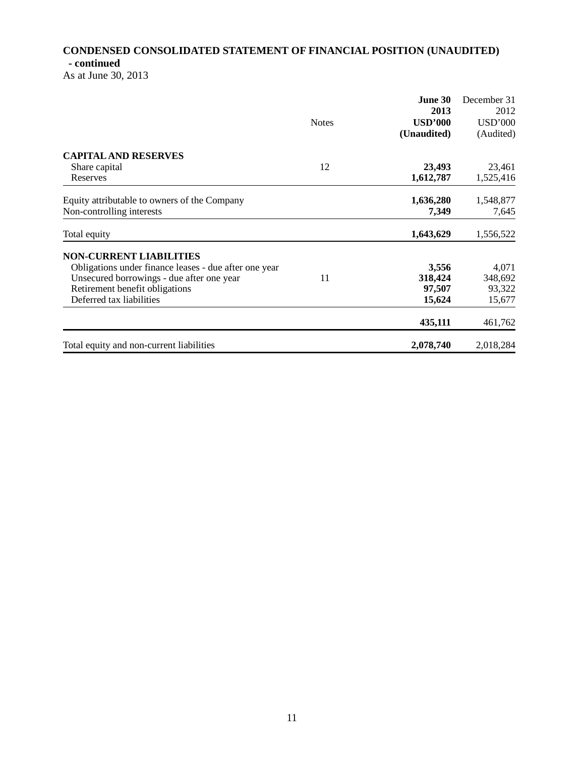**CONDENSED CONSOLIDATED STATEMENT OF FINANCIAL POSITION (UNAUDITED)**
**- continued**
As at June 30, 2013

| | Notes | **June 30 2013 USD'000 (Unaudited)** | December 31 2012 USD'000 (Audited) |
|---|---|---|---|
| **CAPITAL AND RESERVES** | | | |
| Share capital | 12 | **23,493** | 23,461 |
| Reserves | | **1,612,787** | 1,525,416 |
| Equity attributable to owners of the Company | | **1,636,280** | 1,548,877 |
| Non-controlling interests | | **7,349** | 7,645 |
| Total equity | | **1,643,629** | 1,556,522 |
| **NON-CURRENT LIABILITIES** | | | |
| Obligations under finance leases - due after one year | | **3,556** | 4,071 |
| Unsecured borrowings - due after one year | 11 | **318,424** | 348,692 |
| Retirement benefit obligations | | **97,507** | 93,322 |
| Deferred tax liabilities | | **15,624** | 15,677 |
| | | **435,111** | 461,762 |
| Total equity and non-current liabilities | | **2,078,740** | 2,018,284 |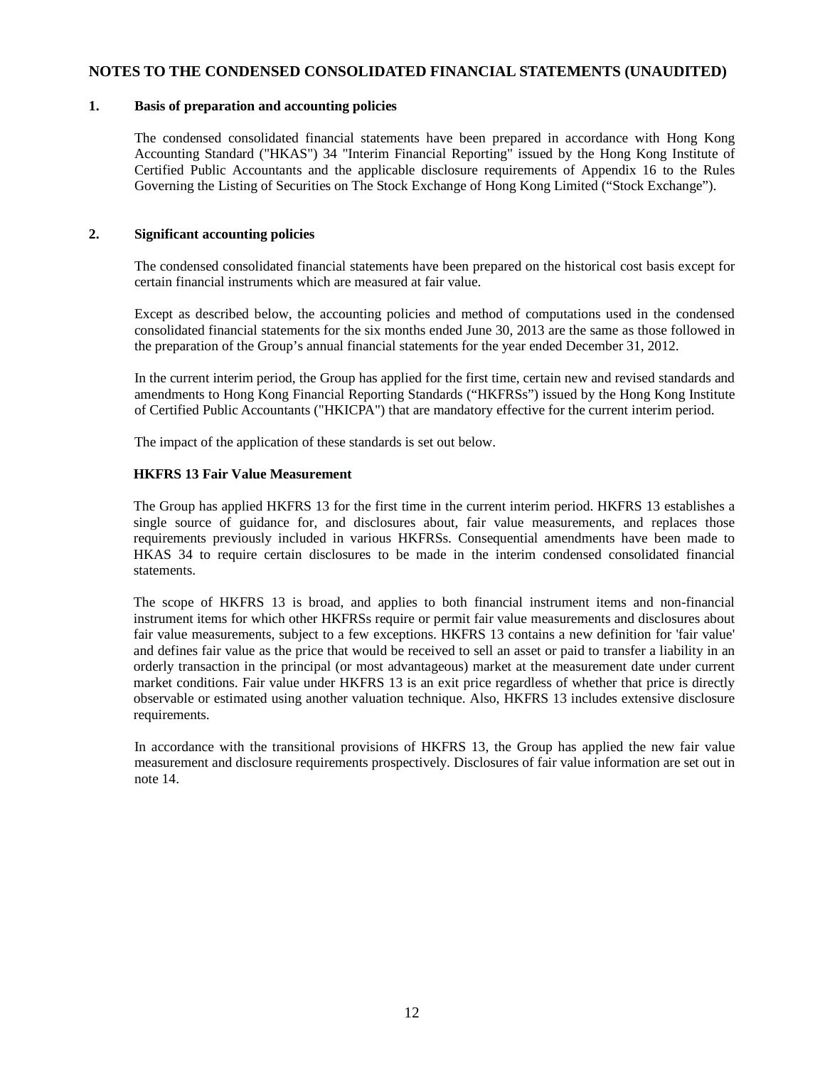# NOTES TO THE CONDENSED CONSOLIDATED FINANCIAL STATEMENTS (UNAUDITED)

## 1. Basis of preparation and accounting policies

The condensed consolidated financial statements have been prepared in accordance with Hong Kong Accounting Standard ("HKAS") 34 "Interim Financial Reporting" issued by the Hong Kong Institute of Certified Public Accountants and the applicable disclosure requirements of Appendix 16 to the Rules Governing the Listing of Securities on The Stock Exchange of Hong Kong Limited ("Stock Exchange").

## 2. Significant accounting policies

The condensed consolidated financial statements have been prepared on the historical cost basis except for certain financial instruments which are measured at fair value.

Except as described below, the accounting policies and method of computations used in the condensed consolidated financial statements for the six months ended June 30, 2013 are the same as those followed in the preparation of the Group's annual financial statements for the year ended December 31, 2012.

In the current interim period, the Group has applied for the first time, certain new and revised standards and amendments to Hong Kong Financial Reporting Standards ("HKFRSs") issued by the Hong Kong Institute of Certified Public Accountants ("HKICPA") that are mandatory effective for the current interim period.

The impact of the application of these standards is set out below.

### HKFRS 13 Fair Value Measurement

The Group has applied HKFRS 13 for the first time in the current interim period. HKFRS 13 establishes a single source of guidance for, and disclosures about, fair value measurements, and replaces those requirements previously included in various HKFRSs. Consequential amendments have been made to HKAS 34 to require certain disclosures to be made in the interim condensed consolidated financial statements.

The scope of HKFRS 13 is broad, and applies to both financial instrument items and non-financial instrument items for which other HKFRSs require or permit fair value measurements and disclosures about fair value measurements, subject to a few exceptions. HKFRS 13 contains a new definition for 'fair value' and defines fair value as the price that would be received to sell an asset or paid to transfer a liability in an orderly transaction in the principal (or most advantageous) market at the measurement date under current market conditions. Fair value under HKFRS 13 is an exit price regardless of whether that price is directly observable or estimated using another valuation technique. Also, HKFRS 13 includes extensive disclosure requirements.

In accordance with the transitional provisions of HKFRS 13, the Group has applied the new fair value measurement and disclosure requirements prospectively. Disclosures of fair value information are set out in note 14.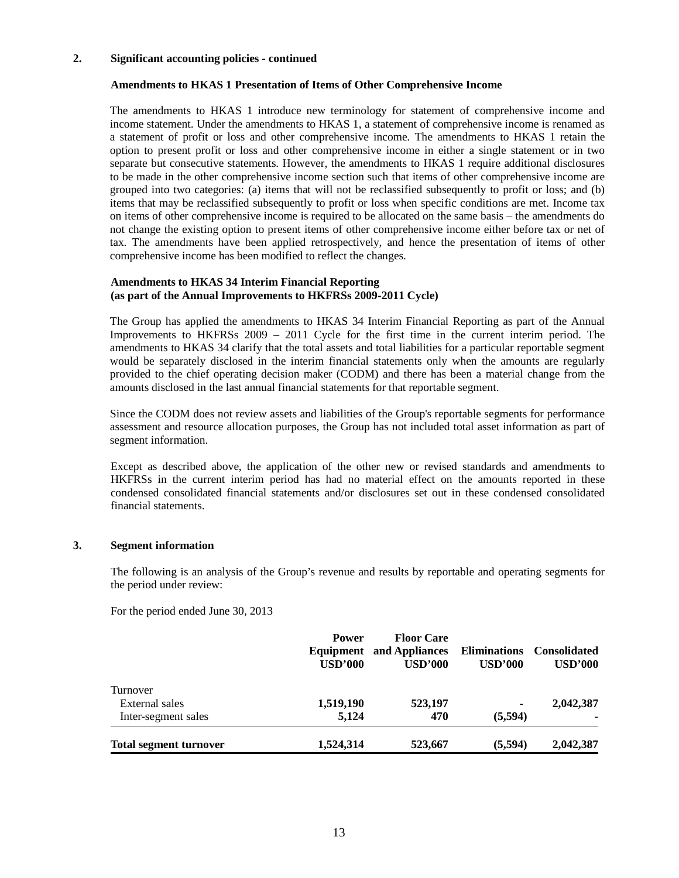## 2. Significant accounting policies - continued

### Amendments to HKAS 1 Presentation of Items of Other Comprehensive Income

The amendments to HKAS 1 introduce new terminology for statement of comprehensive income and income statement. Under the amendments to HKAS 1, a statement of comprehensive income is renamed as a statement of profit or loss and other comprehensive income. The amendments to HKAS 1 retain the option to present profit or loss and other comprehensive income in either a single statement or in two separate but consecutive statements. However, the amendments to HKAS 1 require additional disclosures to be made in the other comprehensive income section such that items of other comprehensive income are grouped into two categories: (a) items that will not be reclassified subsequently to profit or loss; and (b) items that may be reclassified subsequently to profit or loss when specific conditions are met. Income tax on items of other comprehensive income is required to be allocated on the same basis – the amendments do not change the existing option to present items of other comprehensive income either before tax or net of tax. The amendments have been applied retrospectively, and hence the presentation of items of other comprehensive income has been modified to reflect the changes.

### Amendments to HKAS 34 Interim Financial Reporting (as part of the Annual Improvements to HKFRSs 2009-2011 Cycle)

The Group has applied the amendments to HKAS 34 Interim Financial Reporting as part of the Annual Improvements to HKFRSs 2009 – 2011 Cycle for the first time in the current interim period. The amendments to HKAS 34 clarify that the total assets and total liabilities for a particular reportable segment would be separately disclosed in the interim financial statements only when the amounts are regularly provided to the chief operating decision maker (CODM) and there has been a material change from the amounts disclosed in the last annual financial statements for that reportable segment.

Since the CODM does not review assets and liabilities of the Group's reportable segments for performance assessment and resource allocation purposes, the Group has not included total asset information as part of segment information.

Except as described above, the application of the other new or revised standards and amendments to HKFRSs in the current interim period has had no material effect on the amounts reported in these condensed consolidated financial statements and/or disclosures set out in these condensed consolidated financial statements.

## 3. Segment information

The following is an analysis of the Group's revenue and results by reportable and operating segments for the period under review:

For the period ended June 30, 2013

| | Power Equipment USD'000 | Floor Care and Appliances USD'000 | Eliminations USD'000 | Consolidated USD'000 |
|---|---|---|---|---|
| Turnover | | | | |
| External sales | **1,519,190** | **523,197** | - | **2,042,387** |
| Inter-segment sales | **5,124** | **470** | **(5,594)** | - |
| **Total segment turnover** | **1,524,314** | **523,667** | **(5,594)** | **2,042,387** |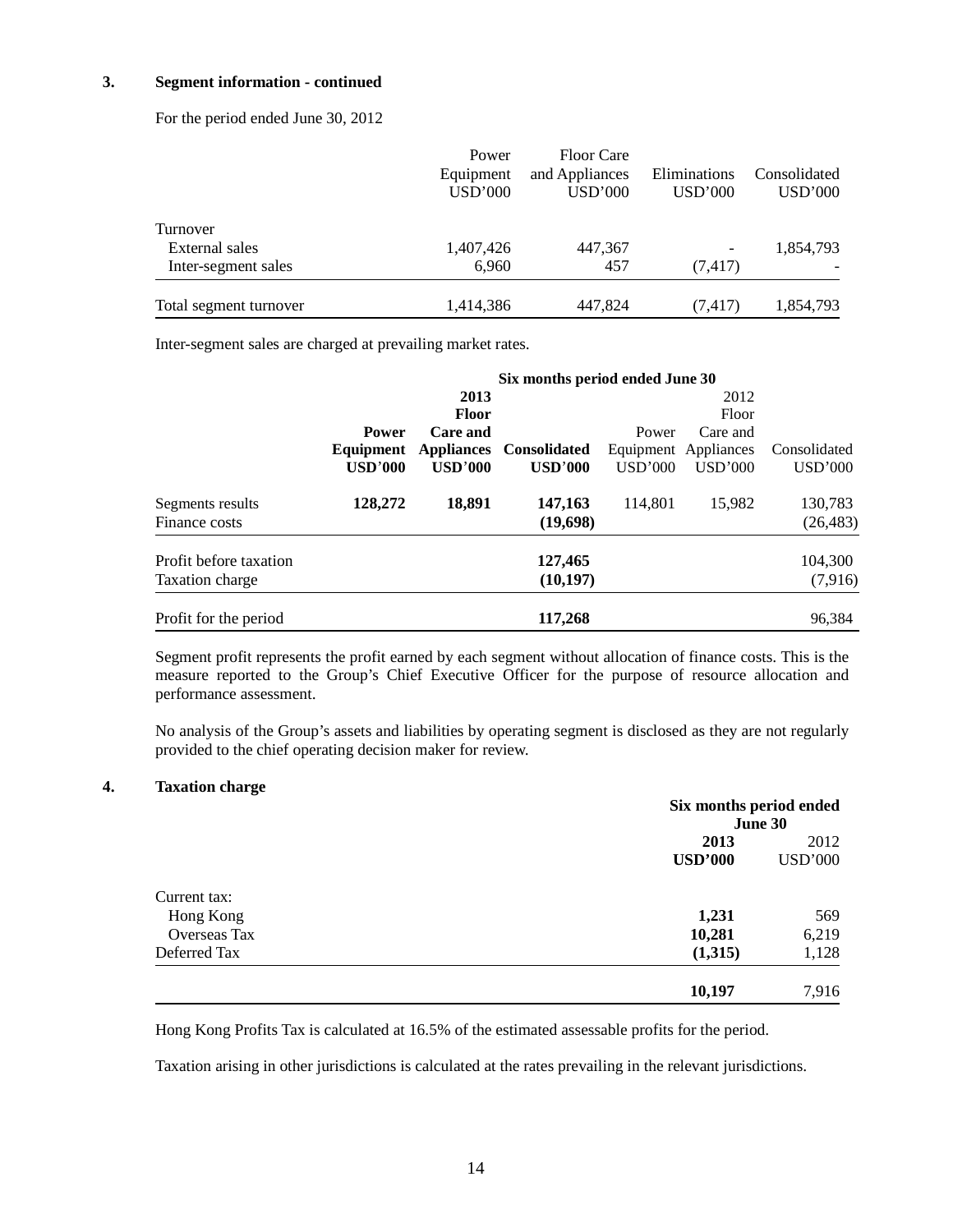### 3. Segment information - continued

For the period ended June 30, 2012

| | Power Equipment USD'000 | Floor Care and Appliances USD'000 | Eliminations USD'000 | Consolidated USD'000 |
|---|---|---|---|---|
| Turnover | | | | |
| External sales | 1,407,426 | 447,367 | - | 1,854,793 |
| Inter-segment sales | 6,960 | 457 | (7,417) | - |
| Total segment turnover | 1,414,386 | 447,824 | (7,417) | 1,854,793 |

Inter-segment sales are charged at prevailing market rates.

| | Six months period ended June 30 | | | | | |
|---|---|---|---|---|---|---|
| | **2013** | | | 2012 | | |
| | **Power Equipment USD'000** | **Floor Care and Appliances USD'000** | **Consolidated USD'000** | Power Equipment USD'000 | Floor Care and Appliances USD'000 | Consolidated USD'000 |
| Segments results | **128,272** | **18,891** | **147,163** | 114,801 | 15,982 | 130,783 |
| Finance costs | | | **(19,698)** | | | (26,483) |
| Profit before taxation | | | **127,465** | | | 104,300 |
| Taxation charge | | | **(10,197)** | | | (7,916) |
| Profit for the period | | | **117,268** | | | 96,384 |

Segment profit represents the profit earned by each segment without allocation of finance costs. This is the measure reported to the Group's Chief Executive Officer for the purpose of resource allocation and performance assessment.

No analysis of the Group's assets and liabilities by operating segment is disclosed as they are not regularly provided to the chief operating decision maker for review.

### 4. Taxation charge

| | Six months period ended June 30 | |
|---|---|---|
| | **2013 USD'000** | 2012 USD'000 |
| Current tax: | | |
| Hong Kong | **1,231** | 569 |
| Overseas Tax | **10,281** | 6,219 |
| Deferred Tax | **(1,315)** | 1,128 |
| | **10,197** | 7,916 |

Hong Kong Profits Tax is calculated at 16.5% of the estimated assessable profits for the period.

Taxation arising in other jurisdictions is calculated at the rates prevailing in the relevant jurisdictions.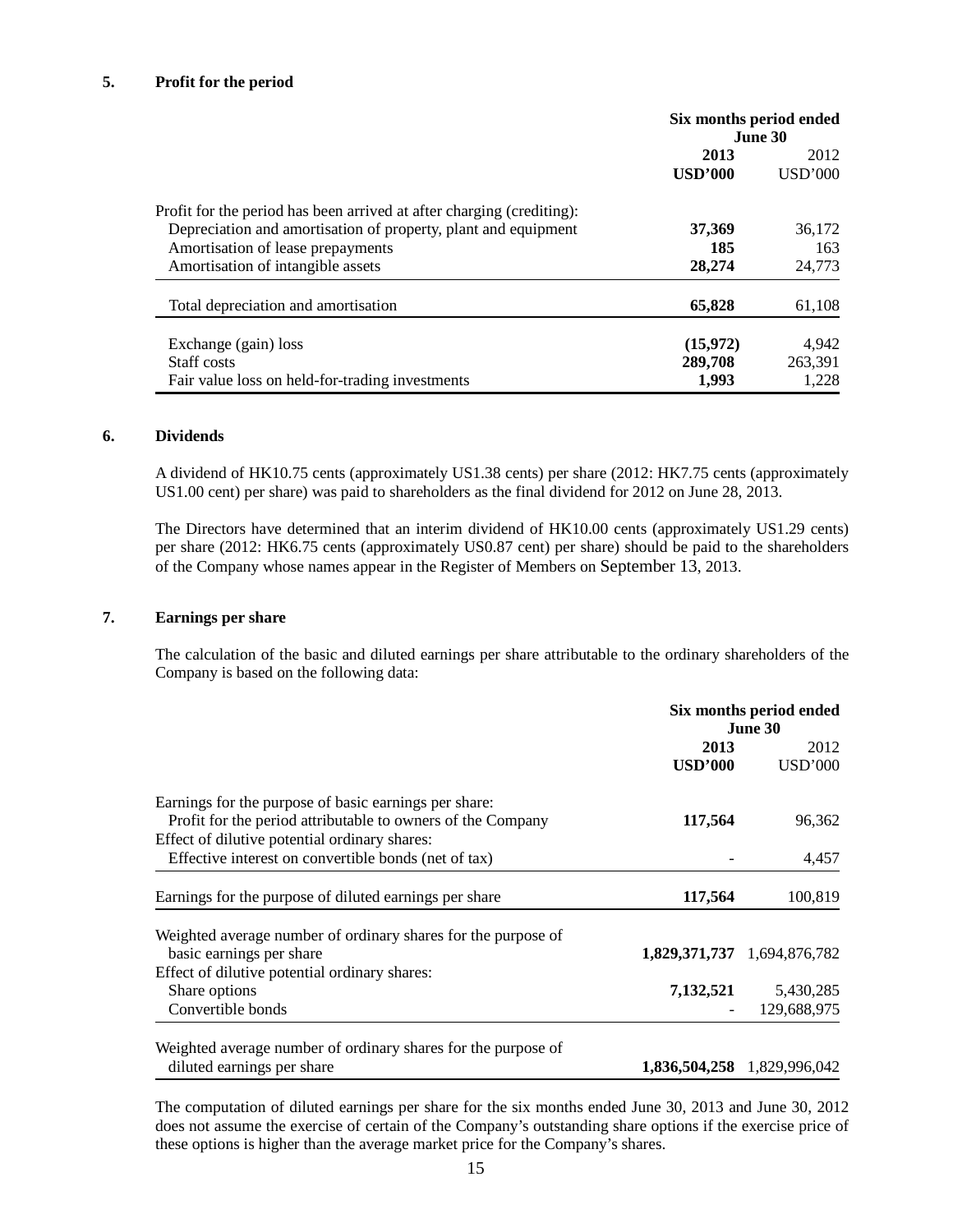## 5. Profit for the period

| | Six months period ended June 30 | |
|---|---|---|
| | **2013** | 2012 |
| | **USD'000** | USD'000 |
| Profit for the period has been arrived at after charging (crediting): | | |
| Depreciation and amortisation of property, plant and equipment | **37,369** | 36,172 |
| Amortisation of lease prepayments | **185** | 163 |
| Amortisation of intangible assets | **28,274** | 24,773 |
| Total depreciation and amortisation | **65,828** | 61,108 |
| Exchange (gain) loss | **(15,972)** | 4,942 |
| Staff costs | **289,708** | 263,391 |
| Fair value loss on held-for-trading investments | **1,993** | 1,228 |

## 6. Dividends

A dividend of HK10.75 cents (approximately US1.38 cents) per share (2012: HK7.75 cents (approximately US1.00 cent) per share) was paid to shareholders as the final dividend for 2012 on June 28, 2013.

The Directors have determined that an interim dividend of HK10.00 cents (approximately US1.29 cents) per share (2012: HK6.75 cents (approximately US0.87 cent) per share) should be paid to the shareholders of the Company whose names appear in the Register of Members on September 13, 2013.

## 7. Earnings per share

The calculation of the basic and diluted earnings per share attributable to the ordinary shareholders of the Company is based on the following data:

| | Six months period ended June 30 | |
|---|---|---|
| | **2013** | 2012 |
| | **USD'000** | USD'000 |
| Earnings for the purpose of basic earnings per share: | | |
| Profit for the period attributable to owners of the Company | **117,564** | 96,362 |
| Effect of dilutive potential ordinary shares: | | |
| Effective interest on convertible bonds (net of tax) | - | 4,457 |
| Earnings for the purpose of diluted earnings per share | **117,564** | 100,819 |
| Weighted average number of ordinary shares for the purpose of basic earnings per share | **1,829,371,737** | 1,694,876,782 |
| Effect of dilutive potential ordinary shares: | | |
| Share options | **7,132,521** | 5,430,285 |
| Convertible bonds | - | 129,688,975 |
| Weighted average number of ordinary shares for the purpose of diluted earnings per share | **1,836,504,258** | 1,829,996,042 |

The computation of diluted earnings per share for the six months ended June 30, 2013 and June 30, 2012 does not assume the exercise of certain of the Company's outstanding share options if the exercise price of these options is higher than the average market price for the Company's shares.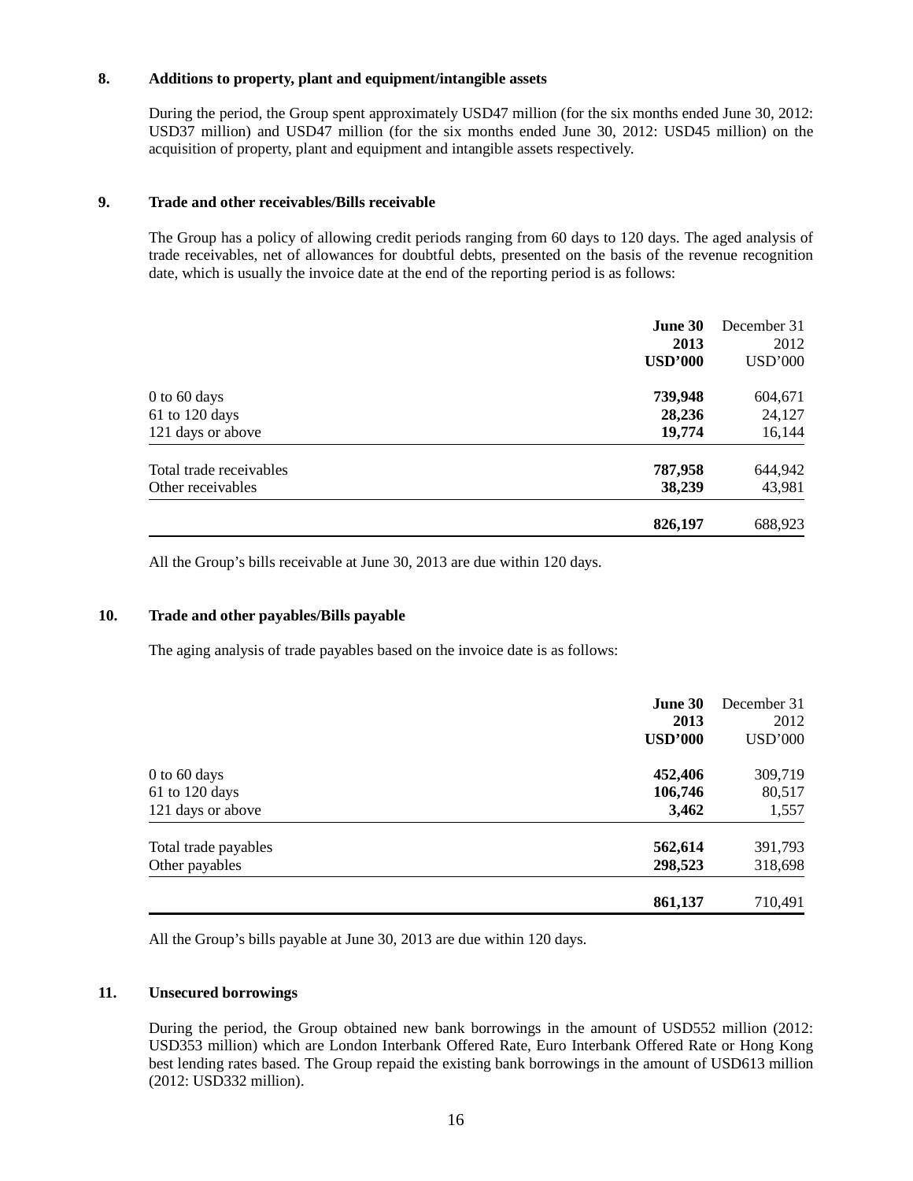## 8. Additions to property, plant and equipment/intangible assets

During the period, the Group spent approximately USD47 million (for the six months ended June 30, 2012: USD37 million) and USD47 million (for the six months ended June 30, 2012: USD45 million) on the acquisition of property, plant and equipment and intangible assets respectively.

## 9. Trade and other receivables/Bills receivable

The Group has a policy of allowing credit periods ranging from 60 days to 120 days. The aged analysis of trade receivables, net of allowances for doubtful debts, presented on the basis of the revenue recognition date, which is usually the invoice date at the end of the reporting period is as follows:

| | **June 30 2013 USD'000** | December 31 2012 USD'000 |
|---|---|---|
| 0 to 60 days | **739,948** | 604,671 |
| 61 to 120 days | **28,236** | 24,127 |
| 121 days or above | **19,774** | 16,144 |
| Total trade receivables | **787,958** | 644,942 |
| Other receivables | **38,239** | 43,981 |
| | **826,197** | 688,923 |

All the Group's bills receivable at June 30, 2013 are due within 120 days.

## 10. Trade and other payables/Bills payable

The aging analysis of trade payables based on the invoice date is as follows:

| | **June 30 2013 USD'000** | December 31 2012 USD'000 |
|---|---|---|
| 0 to 60 days | **452,406** | 309,719 |
| 61 to 120 days | **106,746** | 80,517 |
| 121 days or above | **3,462** | 1,557 |
| Total trade payables | **562,614** | 391,793 |
| Other payables | **298,523** | 318,698 |
| | **861,137** | 710,491 |

All the Group's bills payable at June 30, 2013 are due within 120 days.

## 11. Unsecured borrowings

During the period, the Group obtained new bank borrowings in the amount of USD552 million (2012: USD353 million) which are London Interbank Offered Rate, Euro Interbank Offered Rate or Hong Kong best lending rates based. The Group repaid the existing bank borrowings in the amount of USD613 million (2012: USD332 million).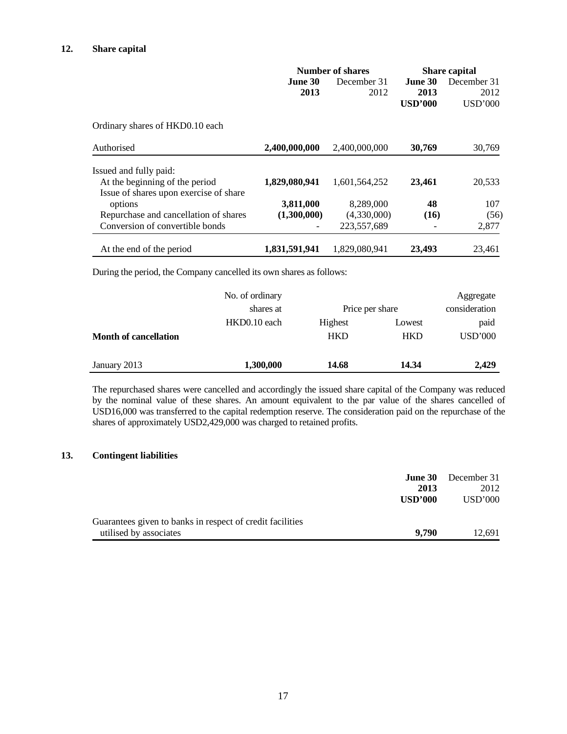## 12. Share capital

| | Number of shares | | Share capital | |
|---|---|---|---|---|
| | **June 30 2013** | December 31 2012 | **June 30 2013 USD'000** | December 31 2012 USD'000 |
| Ordinary shares of HKD0.10 each | | | | |
| Authorised | **2,400,000,000** | 2,400,000,000 | **30,769** | 30,769 |
| Issued and fully paid: | | | | |
| At the beginning of the period | **1,829,080,941** | 1,601,564,252 | **23,461** | 20,533 |
| Issue of shares upon exercise of share options | **3,811,000** | 8,289,000 | **48** | 107 |
| Repurchase and cancellation of shares | **(1,300,000)** | (4,330,000) | **(16)** | (56) |
| Conversion of convertible bonds | **-** | 223,557,689 | **-** | 2,877 |
| At the end of the period | **1,831,591,941** | 1,829,080,941 | **23,493** | 23,461 |

During the period, the Company cancelled its own shares as follows:

| Month of cancellation | No. of ordinary shares at HKD0.10 each | Price per share Highest HKD | Price per share Lowest HKD | Aggregate consideration paid USD'000 |
|---|---|---|---|---|
| January 2013 | **1,300,000** | **14.68** | **14.34** | **2,429** |

The repurchased shares were cancelled and accordingly the issued share capital of the Company was reduced by the nominal value of these shares. An amount equivalent to the par value of the shares cancelled of USD16,000 was transferred to the capital redemption reserve. The consideration paid on the repurchase of the shares of approximately USD2,429,000 was charged to retained profits.

## 13. Contingent liabilities

| | **June 30 2013 USD'000** | December 31 2012 USD'000 |
|---|---|---|
| Guarantees given to banks in respect of credit facilities utilised by associates | **9,790** | 12,691 |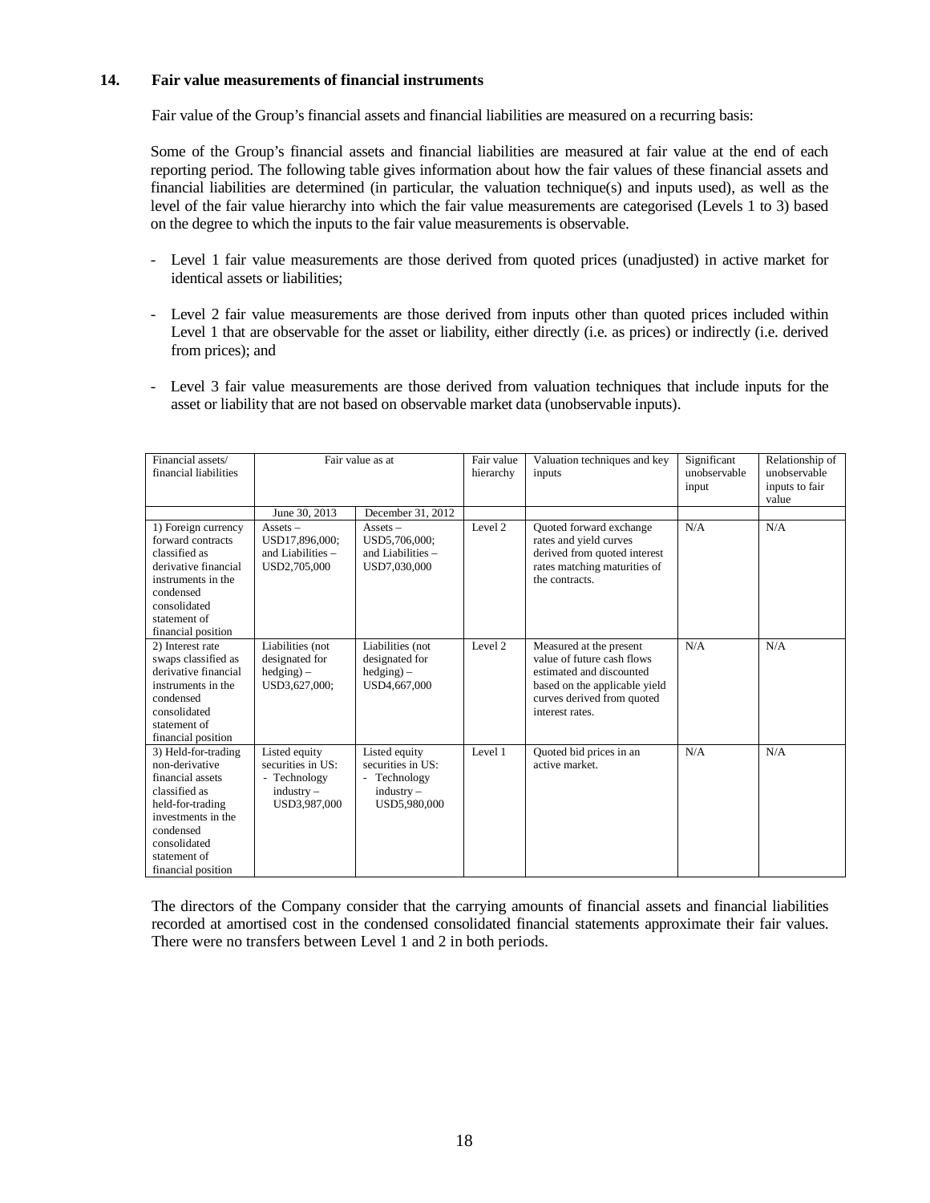## 14. Fair value measurements of financial instruments

Fair value of the Group's financial assets and financial liabilities are measured on a recurring basis:

Some of the Group's financial assets and financial liabilities are measured at fair value at the end of each reporting period. The following table gives information about how the fair values of these financial assets and financial liabilities are determined (in particular, the valuation technique(s) and inputs used), as well as the level of the fair value hierarchy into which the fair value measurements are categorised (Levels 1 to 3) based on the degree to which the inputs to the fair value measurements is observable.

- Level 1 fair value measurements are those derived from quoted prices (unadjusted) in active market for identical assets or liabilities;
- Level 2 fair value measurements are those derived from inputs other than quoted prices included within Level 1 that are observable for the asset or liability, either directly (i.e. as prices) or indirectly (i.e. derived from prices); and
- Level 3 fair value measurements are those derived from valuation techniques that include inputs for the asset or liability that are not based on observable market data (unobservable inputs).

| Financial assets/ financial liabilities | Fair value as at | | Fair value hierarchy | Valuation techniques and key inputs | Significant unobservable input | Relationship of unobservable inputs to fair value |
|---|---|---|---|---|---|---|
| | June 30, 2013 | December 31, 2012 | | | | |
| 1) Foreign currency forward contracts classified as derivative financial instruments in the condensed consolidated statement of financial position | Assets – USD17,896,000; and Liabilities – USD2,705,000 | Assets – USD5,706,000; and Liabilities – USD7,030,000 | Level 2 | Quoted forward exchange rates and yield curves derived from quoted interest rates matching maturities of the contracts. | N/A | N/A |
| 2) Interest rate swaps classified as derivative financial instruments in the condensed consolidated statement of financial position | Liabilities (not designated for hedging) – USD3,627,000; | Liabilities (not designated for hedging) – USD4,667,000 | Level 2 | Measured at the present value of future cash flows estimated and discounted based on the applicable yield curves derived from quoted interest rates. | N/A | N/A |
| 3) Held-for-trading non-derivative financial assets classified as held-for-trading investments in the condensed consolidated statement of financial position | Listed equity securities in US: - Technology industry – USD3,987,000 | Listed equity securities in US: - Technology industry – USD5,980,000 | Level 1 | Quoted bid prices in an active market. | N/A | N/A |

The directors of the Company consider that the carrying amounts of financial assets and financial liabilities recorded at amortised cost in the condensed consolidated financial statements approximate their fair values. There were no transfers between Level 1 and 2 in both periods.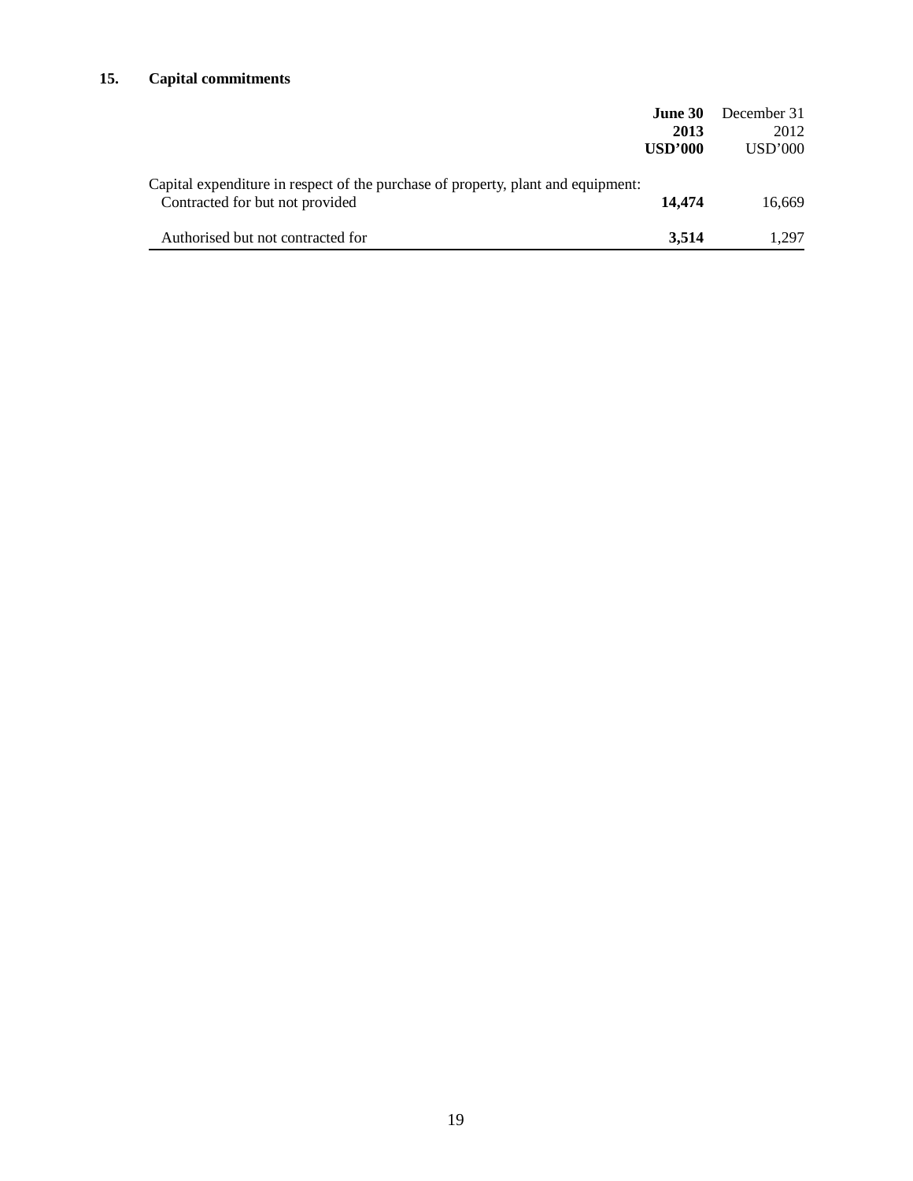## 15. Capital commitments

| | **June 30 2013 USD'000** | December 31 2012 USD'000 |
|---|---|---|
| Capital expenditure in respect of the purchase of property, plant and equipment: | | |
| Contracted for but not provided | **14,474** | 16,669 |
| Authorised but not contracted for | **3,514** | 1,297 |